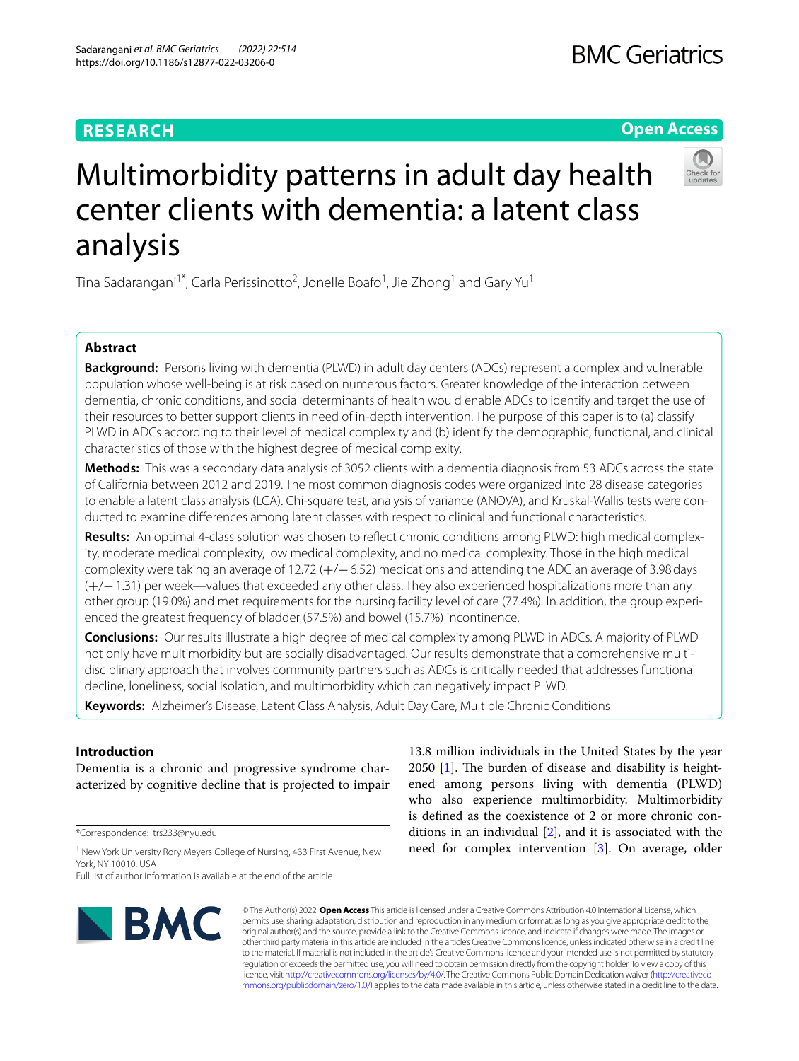**RESEARCH** **Open Access**

# Multimorbidity patterns in adult day health center clients with dementia: a latent class analysis

Tina Sadarangani[1*], Carla Perissinotto[2], Jonelle Boafo[1], Jie Zhong[1] and Gary Yu[1]

## Abstract

**Background:** Persons living with dementia (PLWD) in adult day centers (ADCs) represent a complex and vulnerable population whose well-being is at risk based on numerous factors. Greater knowledge of the interaction between dementia, chronic conditions, and social determinants of health would enable ADCs to identify and target the use of their resources to better support clients in need of in-depth intervention. The purpose of this paper is to (a) classify PLWD in ADCs according to their level of medical complexity and (b) identify the demographic, functional, and clinical characteristics of those with the highest degree of medical complexity.

**Methods:** This was a secondary data analysis of 3052 clients with a dementia diagnosis from 53 ADCs across the state of California between 2012 and 2019. The most common diagnosis codes were organized into 28 disease categories to enable a latent class analysis (LCA). Chi-square test, analysis of variance (ANOVA), and Kruskal-Wallis tests were conducted to examine differences among latent classes with respect to clinical and functional characteristics.

**Results:** An optimal 4-class solution was chosen to reflect chronic conditions among PLWD: high medical complexity, moderate medical complexity, low medical complexity, and no medical complexity. Those in the high medical complexity were taking an average of 12.72 (+/−6.52) medications and attending the ADC an average of 3.98 days (+/− 1.31) per week—values that exceeded any other class. They also experienced hospitalizations more than any other group (19.0%) and met requirements for the nursing facility level of care (77.4%). In addition, the group experienced the greatest frequency of bladder (57.5%) and bowel (15.7%) incontinence.

**Conclusions:** Our results illustrate a high degree of medical complexity among PLWD in ADCs. A majority of PLWD not only have multimorbidity but are socially disadvantaged. Our results demonstrate that a comprehensive multidisciplinary approach that involves community partners such as ADCs is critically needed that addresses functional decline, loneliness, social isolation, and multimorbidity which can negatively impact PLWD.

**Keywords:** Alzheimer's Disease, Latent Class Analysis, Adult Day Care, Multiple Chronic Conditions

## Introduction

Dementia is a chronic and progressive syndrome characterized by cognitive decline that is projected to impair 13.8 million individuals in the United States by the year 2050 [1]. The burden of disease and disability is heightened among persons living with dementia (PLWD) who also experience multimorbidity. Multimorbidity is defined as the coexistence of 2 or more chronic conditions in an individual [2], and it is associated with the need for complex intervention [3]. On average, older

*Correspondence: trs233@nyu.edu

[1] New York University Rory Meyers College of Nursing, 433 First Avenue, New York, NY 10010, USA

Full list of author information is available at the end of the article

© The Author(s) 2022. **Open Access** This article is licensed under a Creative Commons Attribution 4.0 International License, which permits use, sharing, adaptation, distribution and reproduction in any medium or format, as long as you give appropriate credit to the original author(s) and the source, provide a link to the Creative Commons licence, and indicate if changes were made. The images or other third party material in this article are included in the article's Creative Commons licence, unless indicated otherwise in a credit line to the material. If material is not included in the article's Creative Commons licence and your intended use is not permitted by statutory regulation or exceeds the permitted use, you will need to obtain permission directly from the copyright holder. To view a copy of this licence, visit http://creativecommons.org/licenses/by/4.0/. The Creative Commons Public Domain Dedication waiver (http://creativecommons.org/publicdomain/zero/1.0/) applies to the data made available in this article, unless otherwise stated in a credit line to the data.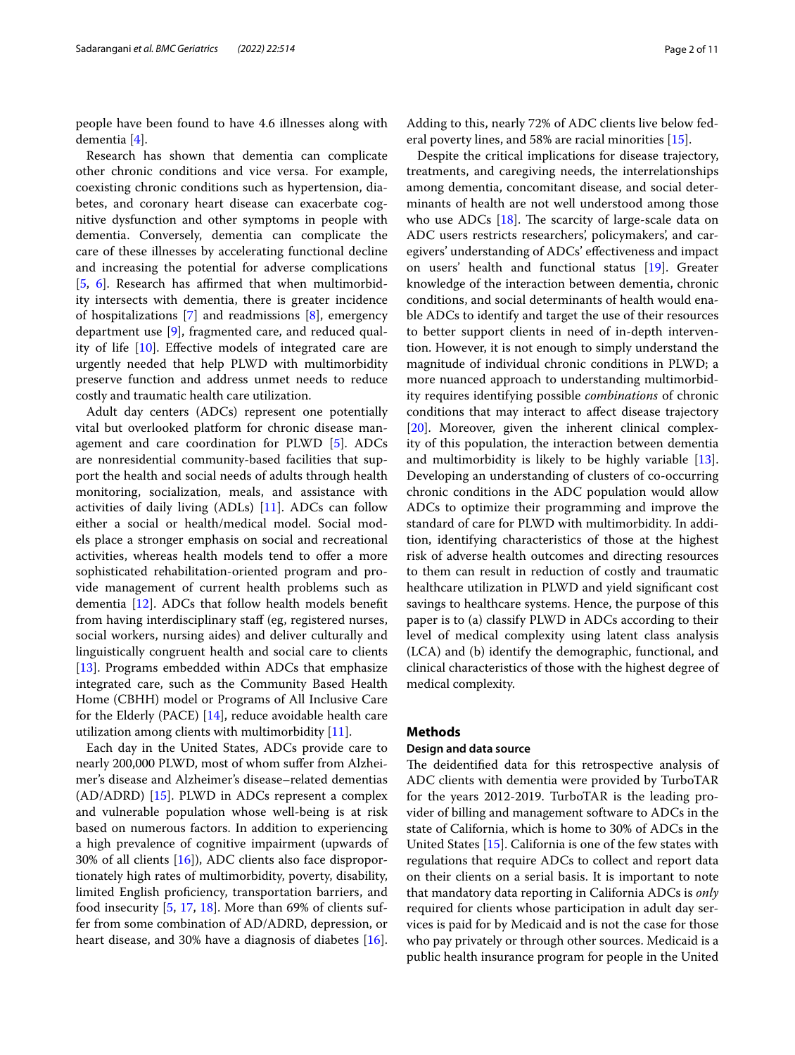people have been found to have 4.6 illnesses along with dementia [4].

Research has shown that dementia can complicate other chronic conditions and vice versa. For example, coexisting chronic conditions such as hypertension, diabetes, and coronary heart disease can exacerbate cognitive dysfunction and other symptoms in people with dementia. Conversely, dementia can complicate the care of these illnesses by accelerating functional decline and increasing the potential for adverse complications [5, 6]. Research has affirmed that when multimorbidity intersects with dementia, there is greater incidence of hospitalizations [7] and readmissions [8], emergency department use [9], fragmented care, and reduced quality of life [10]. Effective models of integrated care are urgently needed that help PLWD with multimorbidity preserve function and address unmet needs to reduce costly and traumatic health care utilization.

Adult day centers (ADCs) represent one potentially vital but overlooked platform for chronic disease management and care coordination for PLWD [5]. ADCs are nonresidential community-based facilities that support the health and social needs of adults through health monitoring, socialization, meals, and assistance with activities of daily living (ADLs) [11]. ADCs can follow either a social or health/medical model. Social models place a stronger emphasis on social and recreational activities, whereas health models tend to offer a more sophisticated rehabilitation-oriented program and provide management of current health problems such as dementia [12]. ADCs that follow health models benefit from having interdisciplinary staff (eg, registered nurses, social workers, nursing aides) and deliver culturally and linguistically congruent health and social care to clients [13]. Programs embedded within ADCs that emphasize integrated care, such as the Community Based Health Home (CBHH) model or Programs of All Inclusive Care for the Elderly (PACE) [14], reduce avoidable health care utilization among clients with multimorbidity [11].

Each day in the United States, ADCs provide care to nearly 200,000 PLWD, most of whom suffer from Alzheimer's disease and Alzheimer's disease–related dementias (AD/ADRD) [15]. PLWD in ADCs represent a complex and vulnerable population whose well-being is at risk based on numerous factors. In addition to experiencing a high prevalence of cognitive impairment (upwards of 30% of all clients [16]), ADC clients also face disproportionately high rates of multimorbidity, poverty, disability, limited English proficiency, transportation barriers, and food insecurity [5, 17, 18]. More than 69% of clients suffer from some combination of AD/ADRD, depression, or heart disease, and 30% have a diagnosis of diabetes [16]. Adding to this, nearly 72% of ADC clients live below federal poverty lines, and 58% are racial minorities [15].

Despite the critical implications for disease trajectory, treatments, and caregiving needs, the interrelationships among dementia, concomitant disease, and social determinants of health are not well understood among those who use ADCs [18]. The scarcity of large-scale data on ADC users restricts researchers', policymakers', and caregivers' understanding of ADCs' effectiveness and impact on users' health and functional status [19]. Greater knowledge of the interaction between dementia, chronic conditions, and social determinants of health would enable ADCs to identify and target the use of their resources to better support clients in need of in-depth intervention. However, it is not enough to simply understand the magnitude of individual chronic conditions in PLWD; a more nuanced approach to understanding multimorbidity requires identifying possible *combinations* of chronic conditions that may interact to affect disease trajectory [20]. Moreover, given the inherent clinical complexity of this population, the interaction between dementia and multimorbidity is likely to be highly variable [13]. Developing an understanding of clusters of co-occurring chronic conditions in the ADC population would allow ADCs to optimize their programming and improve the standard of care for PLWD with multimorbidity. In addition, identifying characteristics of those at the highest risk of adverse health outcomes and directing resources to them can result in reduction of costly and traumatic healthcare utilization in PLWD and yield significant cost savings to healthcare systems. Hence, the purpose of this paper is to (a) classify PLWD in ADCs according to their level of medical complexity using latent class analysis (LCA) and (b) identify the demographic, functional, and clinical characteristics of those with the highest degree of medical complexity.

## Methods

### Design and data source

The deidentified data for this retrospective analysis of ADC clients with dementia were provided by TurboTAR for the years 2012-2019. TurboTAR is the leading provider of billing and management software to ADCs in the state of California, which is home to 30% of ADCs in the United States [15]. California is one of the few states with regulations that require ADCs to collect and report data on their clients on a serial basis. It is important to note that mandatory data reporting in California ADCs is *only* required for clients whose participation in adult day services is paid for by Medicaid and is not the case for those who pay privately or through other sources. Medicaid is a public health insurance program for people in the United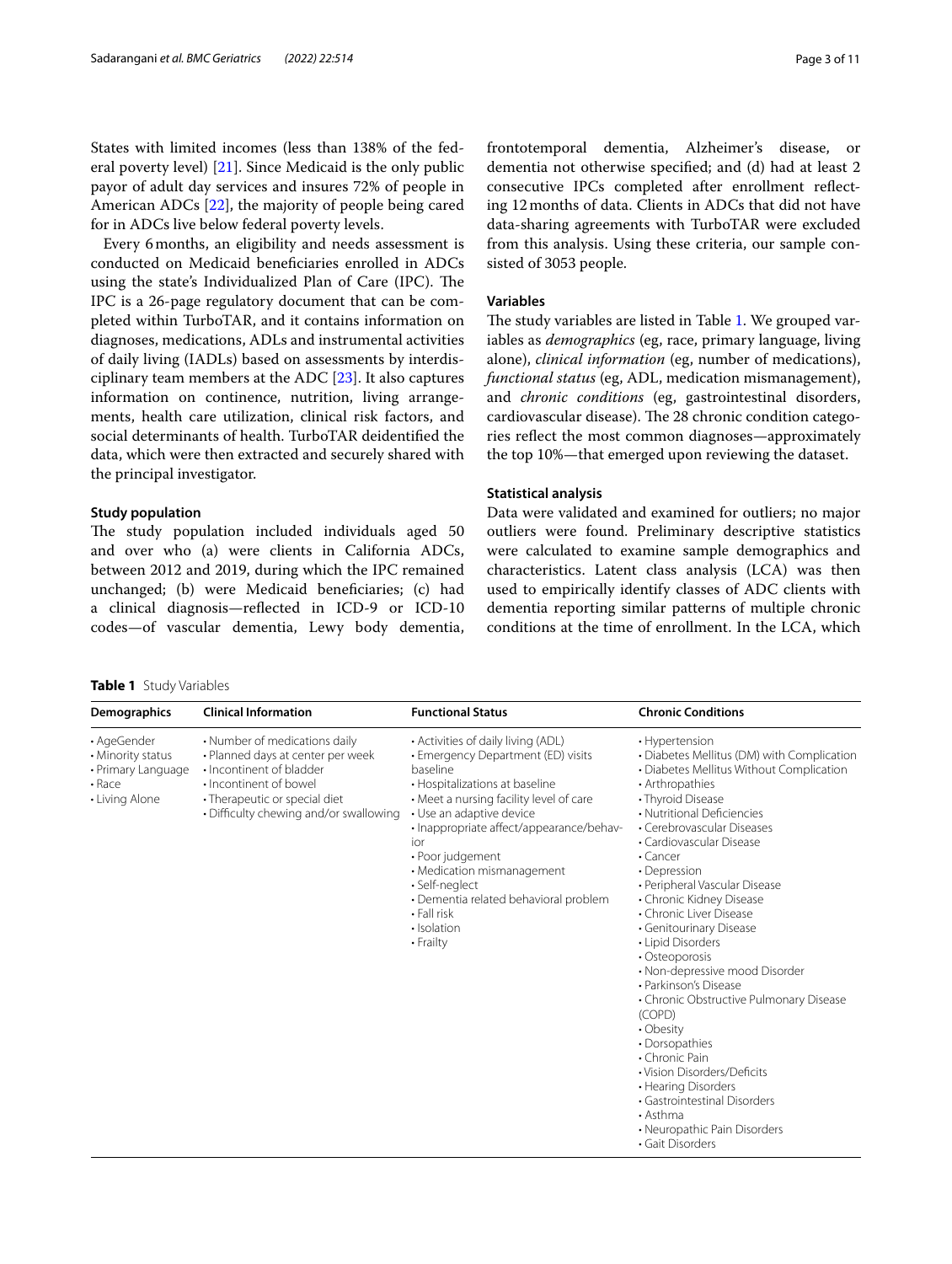States with limited incomes (less than 138% of the federal poverty level) [21]. Since Medicaid is the only public payor of adult day services and insures 72% of people in American ADCs [22], the majority of people being cared for in ADCs live below federal poverty levels.

Every 6 months, an eligibility and needs assessment is conducted on Medicaid beneficiaries enrolled in ADCs using the state's Individualized Plan of Care (IPC). The IPC is a 26-page regulatory document that can be completed within TurboTAR, and it contains information on diagnoses, medications, ADLs and instrumental activities of daily living (IADLs) based on assessments by interdisciplinary team members at the ADC [23]. It also captures information on continence, nutrition, living arrangements, health care utilization, clinical risk factors, and social determinants of health. TurboTAR deidentified the data, which were then extracted and securely shared with the principal investigator.

### Study population

The study population included individuals aged 50 and over who (a) were clients in California ADCs, between 2012 and 2019, during which the IPC remained unchanged; (b) were Medicaid beneficiaries; (c) had a clinical diagnosis—reflected in ICD-9 or ICD-10 codes—of vascular dementia, Lewy body dementia, frontotemporal dementia, Alzheimer's disease, or dementia not otherwise specified; and (d) had at least 2 consecutive IPCs completed after enrollment reflecting 12 months of data. Clients in ADCs that did not have data-sharing agreements with TurboTAR were excluded from this analysis. Using these criteria, our sample consisted of 3053 people.

### Variables

The study variables are listed in Table 1. We grouped variables as *demographics* (eg, race, primary language, living alone), *clinical information* (eg, number of medications), *functional status* (eg, ADL, medication mismanagement), and *chronic conditions* (eg, gastrointestinal disorders, cardiovascular disease). The 28 chronic condition categories reflect the most common diagnoses—approximately the top 10%—that emerged upon reviewing the dataset.

### Statistical analysis

Data were validated and examined for outliers; no major outliers were found. Preliminary descriptive statistics were calculated to examine sample demographics and characteristics. Latent class analysis (LCA) was then used to empirically identify classes of ADC clients with dementia reporting similar patterns of multiple chronic conditions at the time of enrollment. In the LCA, which

**Table 1** Study Variables

| Demographics | Clinical Information | Functional Status | Chronic Conditions |
|---|---|---|---|
| • AgeGender<br>• Minority status<br>• Primary Language<br>• Race<br>• Living Alone | • Number of medications daily<br>• Planned days at center per week<br>• Incontinent of bladder<br>• Incontinent of bowel<br>• Therapeutic or special diet<br>• Difficulty chewing and/or swallowing | • Activities of daily living (ADL)<br>• Emergency Department (ED) visits baseline<br>• Hospitalizations at baseline<br>• Meet a nursing facility level of care<br>• Use an adaptive device<br>• Inappropriate affect/appearance/behavior<br>• Poor judgement<br>• Medication mismanagement<br>• Self-neglect<br>• Dementia related behavioral problem<br>• Fall risk<br>• Isolation<br>• Frailty | • Hypertension<br>• Diabetes Mellitus (DM) with Complication<br>• Diabetes Mellitus Without Complication<br>• Arthropathies<br>• Thyroid Disease<br>• Nutritional Deficiencies<br>• Cerebrovascular Diseases<br>• Cardiovascular Disease<br>• Cancer<br>• Depression<br>• Peripheral Vascular Disease<br>• Chronic Kidney Disease<br>• Chronic Liver Disease<br>• Genitourinary Disease<br>• Lipid Disorders<br>• Osteoporosis<br>• Non-depressive mood Disorder<br>• Parkinson's Disease<br>• Chronic Obstructive Pulmonary Disease (COPD)<br>• Obesity<br>• Dorsopathies<br>• Chronic Pain<br>• Vision Disorders/Deficits<br>• Hearing Disorders<br>• Gastrointestinal Disorders<br>• Asthma<br>• Neuropathic Pain Disorders<br>• Gait Disorders |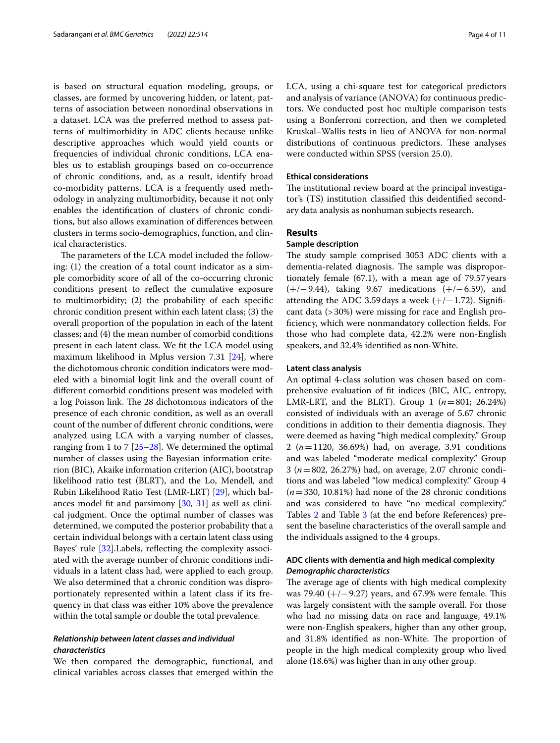is based on structural equation modeling, groups, or classes, are formed by uncovering hidden, or latent, patterns of association between nonordinal observations in a dataset. LCA was the preferred method to assess patterns of multimorbidity in ADC clients because unlike descriptive approaches which would yield counts or frequencies of individual chronic conditions, LCA enables us to establish groupings based on co-occurrence of chronic conditions, and, as a result, identify broad co-morbidity patterns. LCA is a frequently used methodology in analyzing multimorbidity, because it not only enables the identification of clusters of chronic conditions, but also allows examination of differences between clusters in terms socio-demographics, function, and clinical characteristics.

The parameters of the LCA model included the following: (1) the creation of a total count indicator as a simple comorbidity score of all of the co-occurring chronic conditions present to reflect the cumulative exposure to multimorbidity; (2) the probability of each specific chronic condition present within each latent class; (3) the overall proportion of the population in each of the latent classes; and (4) the mean number of comorbid conditions present in each latent class. We fit the LCA model using maximum likelihood in Mplus version 7.31 [24], where the dichotomous chronic condition indicators were modeled with a binomial logit link and the overall count of different comorbid conditions present was modeled with a log Poisson link. The 28 dichotomous indicators of the presence of each chronic condition, as well as an overall count of the number of different chronic conditions, were analyzed using LCA with a varying number of classes, ranging from 1 to 7 [25–28]. We determined the optimal number of classes using the Bayesian information criterion (BIC), Akaike information criterion (AIC), bootstrap likelihood ratio test (BLRT), and the Lo, Mendell, and Rubin Likelihood Ratio Test (LMR-LRT) [29], which balances model fit and parsimony [30, 31] as well as clinical judgment. Once the optimal number of classes was determined, we computed the posterior probability that a certain individual belongs with a certain latent class using Bayes' rule [32].Labels, reflecting the complexity associated with the average number of chronic conditions individuals in a latent class had, were applied to each group. We also determined that a chronic condition was disproportionately represented within a latent class if its frequency in that class was either 10% above the prevalence within the total sample or double the total prevalence.

### *Relationship between latent classes and individual characteristics*

We then compared the demographic, functional, and clinical variables across classes that emerged within the LCA, using a chi-square test for categorical predictors and analysis of variance (ANOVA) for continuous predictors. We conducted post hoc multiple comparison tests using a Bonferroni correction, and then we completed Kruskal–Wallis tests in lieu of ANOVA for non-normal distributions of continuous predictors. These analyses were conducted within SPSS (version 25.0).

### Ethical considerations

The institutional review board at the principal investigator's (TS) institution classified this deidentified secondary data analysis as nonhuman subjects research.

## Results

### Sample description

The study sample comprised 3053 ADC clients with a dementia-related diagnosis. The sample was disproportionately female (67.1), with a mean age of 79.57 years (+/−9.44), taking 9.67 medications (+/−6.59), and attending the ADC 3.59 days a week (+/−1.72). Significant data (>30%) were missing for race and English proficiency, which were nonmandatory collection fields. For those who had complete data, 42.2% were non-English speakers, and 32.4% identified as non-White.

### Latent class analysis

An optimal 4-class solution was chosen based on comprehensive evaluation of fit indices (BIC, AIC, entropy, LMR-LRT, and the BLRT). Group 1 ($n=801$; 26.24%) consisted of individuals with an average of 5.67 chronic conditions in addition to their dementia diagnosis. They were deemed as having "high medical complexity." Group 2 ($n=1120$, 36.69%) had, on average, 3.91 conditions and was labeled "moderate medical complexity." Group 3 ($n=802$, 26.27%) had, on average, 2.07 chronic conditions and was labeled "low medical complexity." Group 4 ($n=330$, 10.81%) had none of the 28 chronic conditions and was considered to have "no medical complexity." Tables 2 and Table 3 (at the end before References) present the baseline characteristics of the overall sample and the individuals assigned to the 4 groups.

### ADC clients with dementia and high medical complexity

#### *Demographic characteristics*

The average age of clients with high medical complexity was 79.40 (+/−9.27) years, and 67.9% were female. This was largely consistent with the sample overall. For those who had no missing data on race and language, 49.1% were non-English speakers, higher than any other group, and 31.8% identified as non-White. The proportion of people in the high medical complexity group who lived alone (18.6%) was higher than in any other group.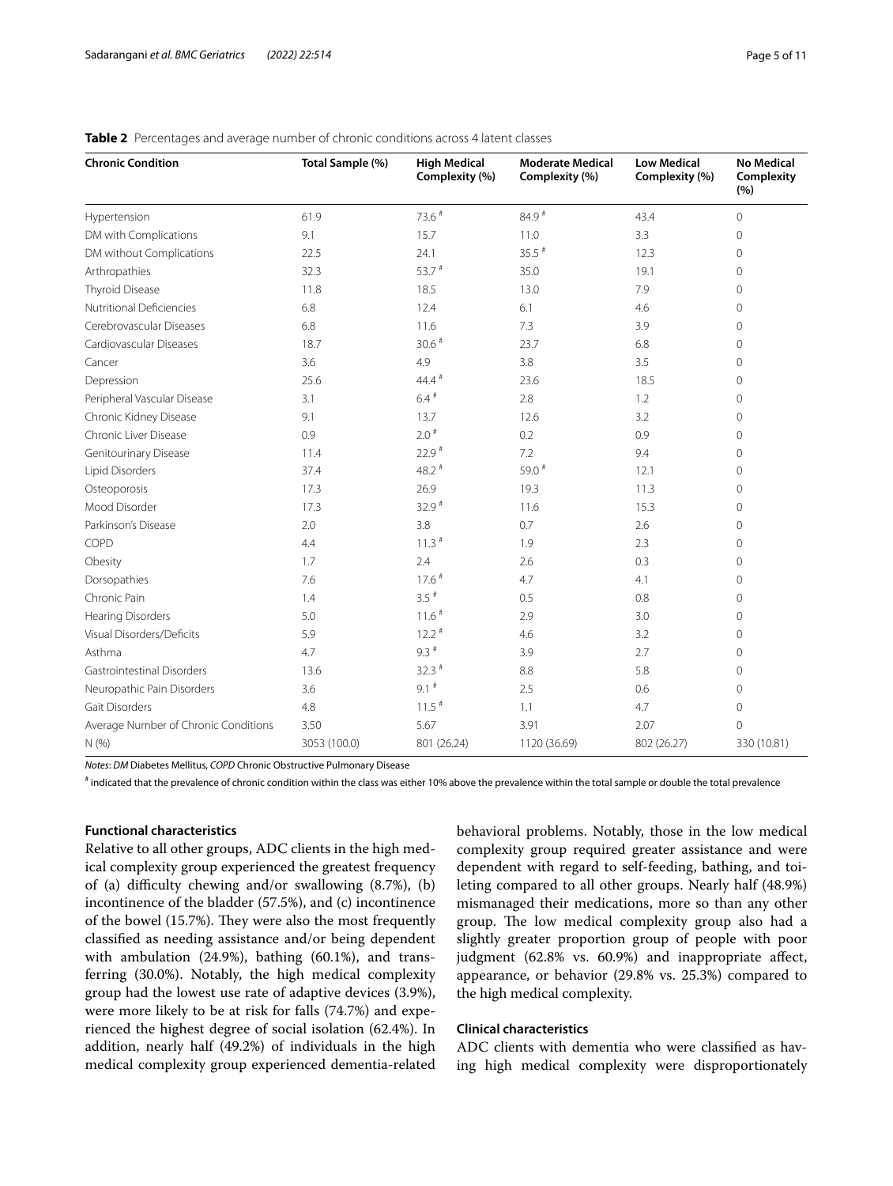**Table 2** Percentages and average number of chronic conditions across 4 latent classes

| Chronic Condition | Total Sample (%) | High Medical Complexity (%) | Moderate Medical Complexity (%) | Low Medical Complexity (%) | No Medical Complexity (%) |
|---|---|---|---|---|---|
| Hypertension | 61.9 | 73.6 # | 84.9 # | 43.4 | 0 |
| DM with Complications | 9.1 | 15.7 | 11.0 | 3.3 | 0 |
| DM without Complications | 22.5 | 24.1 | 35.5 # | 12.3 | 0 |
| Arthropathies | 32.3 | 53.7 # | 35.0 | 19.1 | 0 |
| Thyroid Disease | 11.8 | 18.5 | 13.0 | 7.9 | 0 |
| Nutritional Deficiencies | 6.8 | 12.4 | 6.1 | 4.6 | 0 |
| Cerebrovascular Diseases | 6.8 | 11.6 | 7.3 | 3.9 | 0 |
| Cardiovascular Diseases | 18.7 | 30.6 # | 23.7 | 6.8 | 0 |
| Cancer | 3.6 | 4.9 | 3.8 | 3.5 | 0 |
| Depression | 25.6 | 44.4 # | 23.6 | 18.5 | 0 |
| Peripheral Vascular Disease | 3.1 | 6.4 # | 2.8 | 1.2 | 0 |
| Chronic Kidney Disease | 9.1 | 13.7 | 12.6 | 3.2 | 0 |
| Chronic Liver Disease | 0.9 | 2.0 # | 0.2 | 0.9 | 0 |
| Genitourinary Disease | 11.4 | 22.9 # | 7.2 | 9.4 | 0 |
| Lipid Disorders | 37.4 | 48.2 # | 59.0 # | 12.1 | 0 |
| Osteoporosis | 17.3 | 26.9 | 19.3 | 11.3 | 0 |
| Mood Disorder | 17.3 | 32.9 # | 11.6 | 15.3 | 0 |
| Parkinson's Disease | 2.0 | 3.8 | 0.7 | 2.6 | 0 |
| COPD | 4.4 | 11.3 # | 1.9 | 2.3 | 0 |
| Obesity | 1.7 | 2.4 | 2.6 | 0.3 | 0 |
| Dorsopathies | 7.6 | 17.6 # | 4.7 | 4.1 | 0 |
| Chronic Pain | 1.4 | 3.5 # | 0.5 | 0.8 | 0 |
| Hearing Disorders | 5.0 | 11.6 # | 2.9 | 3.0 | 0 |
| Visual Disorders/Deficits | 5.9 | 12.2 # | 4.6 | 3.2 | 0 |
| Asthma | 4.7 | 9.3 # | 3.9 | 2.7 | 0 |
| Gastrointestinal Disorders | 13.6 | 32.3 # | 8.8 | 5.8 | 0 |
| Neuropathic Pain Disorders | 3.6 | 9.1 # | 2.5 | 0.6 | 0 |
| Gait Disorders | 4.8 | 11.5 # | 1.1 | 4.7 | 0 |
| Average Number of Chronic Conditions | 3.50 | 5.67 | 3.91 | 2.07 | 0 |
| N (%) | 3053 (100.0) | 801 (26.24) | 1120 (36.69) | 802 (26.27) | 330 (10.81) |

*Notes*: *DM* Diabetes Mellitus, *COPD* Chronic Obstructive Pulmonary Disease

# indicated that the prevalence of chronic condition within the class was either 10% above the prevalence within the total sample or double the total prevalence

### Functional characteristics

Relative to all other groups, ADC clients in the high medical complexity group experienced the greatest frequency of (a) difficulty chewing and/or swallowing (8.7%), (b) incontinence of the bladder (57.5%), and (c) incontinence of the bowel (15.7%). They were also the most frequently classified as needing assistance and/or being dependent with ambulation (24.9%), bathing (60.1%), and transferring (30.0%). Notably, the high medical complexity group had the lowest use rate of adaptive devices (3.9%), were more likely to be at risk for falls (74.7%) and experienced the highest degree of social isolation (62.4%). In addition, nearly half (49.2%) of individuals in the high medical complexity group experienced dementia-related behavioral problems. Notably, those in the low medical complexity group required greater assistance and were dependent with regard to self-feeding, bathing, and toileting compared to all other groups. Nearly half (48.9%) mismanaged their medications, more so than any other group. The low medical complexity group also had a slightly greater proportion group of people with poor judgment (62.8% vs. 60.9%) and inappropriate affect, appearance, or behavior (29.8% vs. 25.3%) compared to the high medical complexity.

### Clinical characteristics

ADC clients with dementia who were classified as having high medical complexity were disproportionately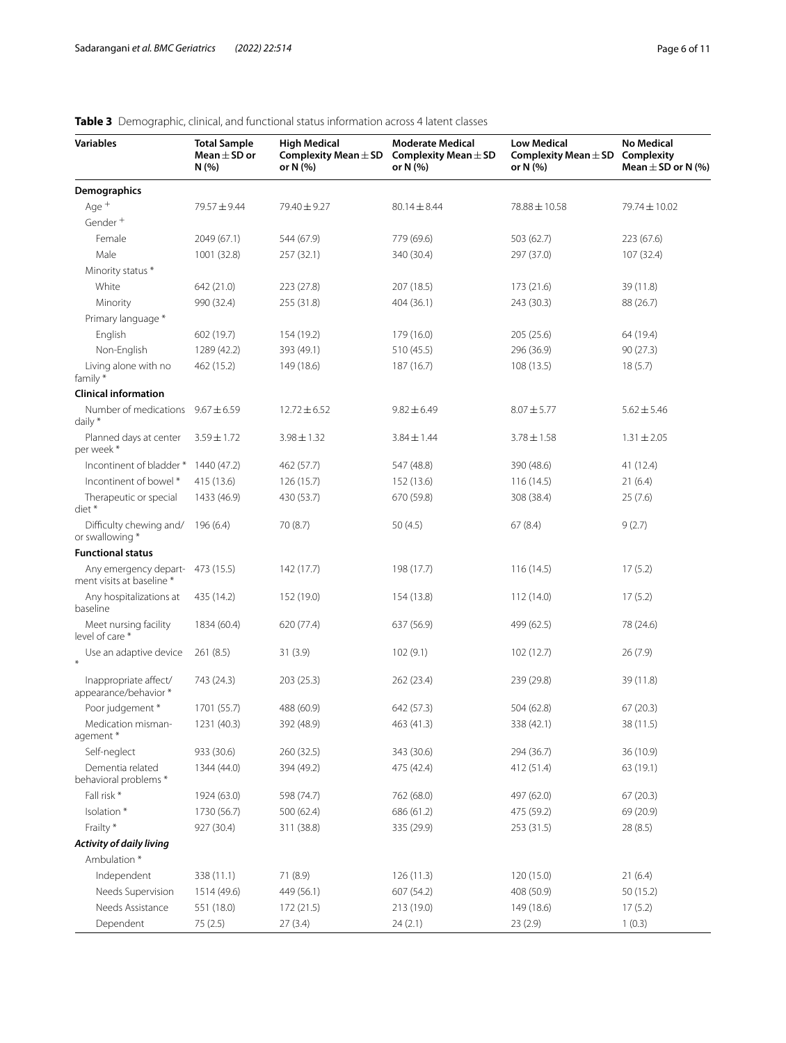**Table 3** Demographic, clinical, and functional status information across 4 latent classes

| Variables | Total Sample Mean ± SD or N (%) | High Medical Complexity Mean ± SD or N (%) | Moderate Medical Complexity Mean ± SD or N (%) | Low Medical Complexity Mean ± SD or N (%) | No Medical Complexity Mean ± SD or N (%) |
|---|---|---|---|---|---|
| **Demographics** | | | | | |
| Age + | 79.57 ± 9.44 | 79.40 ± 9.27 | 80.14 ± 8.44 | 78.88 ± 10.58 | 79.74 ± 10.02 |
| Gender + | | | | | |
| Female | 2049 (67.1) | 544 (67.9) | 779 (69.6) | 503 (62.7) | 223 (67.6) |
| Male | 1001 (32.8) | 257 (32.1) | 340 (30.4) | 297 (37.0) | 107 (32.4) |
| Minority status * | | | | | |
| White | 642 (21.0) | 223 (27.8) | 207 (18.5) | 173 (21.6) | 39 (11.8) |
| Minority | 990 (32.4) | 255 (31.8) | 404 (36.1) | 243 (30.3) | 88 (26.7) |
| Primary language * | | | | | |
| English | 602 (19.7) | 154 (19.2) | 179 (16.0) | 205 (25.6) | 64 (19.4) |
| Non-English | 1289 (42.2) | 393 (49.1) | 510 (45.5) | 296 (36.9) | 90 (27.3) |
| Living alone with no family * | 462 (15.2) | 149 (18.6) | 187 (16.7) | 108 (13.5) | 18 (5.7) |
| **Clinical information** | | | | | |
| Number of medications daily * | 9.67 ± 6.59 | 12.72 ± 6.52 | 9.82 ± 6.49 | 8.07 ± 5.77 | 5.62 ± 5.46 |
| Planned days at center per week * | 3.59 ± 1.72 | 3.98 ± 1.32 | 3.84 ± 1.44 | 3.78 ± 1.58 | 1.31 ± 2.05 |
| Incontinent of bladder * | 1440 (47.2) | 462 (57.7) | 547 (48.8) | 390 (48.6) | 41 (12.4) |
| Incontinent of bowel * | 415 (13.6) | 126 (15.7) | 152 (13.6) | 116 (14.5) | 21 (6.4) |
| Therapeutic or special diet * | 1433 (46.9) | 430 (53.7) | 670 (59.8) | 308 (38.4) | 25 (7.6) |
| Difficulty chewing and/or swallowing * | 196 (6.4) | 70 (8.7) | 50 (4.5) | 67 (8.4) | 9 (2.7) |
| **Functional status** | | | | | |
| Any emergency department visits at baseline * | 473 (15.5) | 142 (17.7) | 198 (17.7) | 116 (14.5) | 17 (5.2) |
| Any hospitalizations at baseline | 435 (14.2) | 152 (19.0) | 154 (13.8) | 112 (14.0) | 17 (5.2) |
| Meet nursing facility level of care * | 1834 (60.4) | 620 (77.4) | 637 (56.9) | 499 (62.5) | 78 (24.6) |
| Use an adaptive device * | 261 (8.5) | 31 (3.9) | 102 (9.1) | 102 (12.7) | 26 (7.9) |
| Inappropriate affect/appearance/behavior * | 743 (24.3) | 203 (25.3) | 262 (23.4) | 239 (29.8) | 39 (11.8) |
| Poor judgement * | 1701 (55.7) | 488 (60.9) | 642 (57.3) | 504 (62.8) | 67 (20.3) |
| Medication mismanagement * | 1231 (40.3) | 392 (48.9) | 463 (41.3) | 338 (42.1) | 38 (11.5) |
| Self-neglect | 933 (30.6) | 260 (32.5) | 343 (30.6) | 294 (36.7) | 36 (10.9) |
| Dementia related behavioral problems * | 1344 (44.0) | 394 (49.2) | 475 (42.4) | 412 (51.4) | 63 (19.1) |
| Fall risk * | 1924 (63.0) | 598 (74.7) | 762 (68.0) | 497 (62.0) | 67 (20.3) |
| Isolation * | 1730 (56.7) | 500 (62.4) | 686 (61.2) | 475 (59.2) | 69 (20.9) |
| Frailty * | 927 (30.4) | 311 (38.8) | 335 (29.9) | 253 (31.5) | 28 (8.5) |
| ***Activity of daily living*** | | | | | |
| Ambulation * | | | | | |
| Independent | 338 (11.1) | 71 (8.9) | 126 (11.3) | 120 (15.0) | 21 (6.4) |
| Needs Supervision | 1514 (49.6) | 449 (56.1) | 607 (54.2) | 408 (50.9) | 50 (15.2) |
| Needs Assistance | 551 (18.0) | 172 (21.5) | 213 (19.0) | 149 (18.6) | 17 (5.2) |
| Dependent | 75 (2.5) | 27 (3.4) | 24 (2.1) | 23 (2.9) | 1 (0.3) |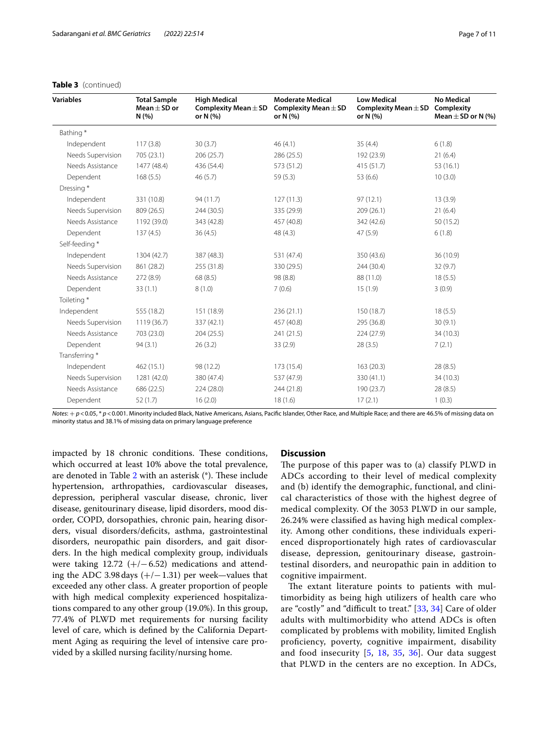**Table 3** (continued)

| Variables | Total Sample Mean ± SD or N (%) | High Medical Complexity Mean ± SD or N (%) | Moderate Medical Complexity Mean ± SD or N (%) | Low Medical Complexity Mean ± SD or N (%) | No Medical Complexity Mean ± SD or N (%) |
|---|---|---|---|---|---|
| Bathing * | | | | | |
| Independent | 117 (3.8) | 30 (3.7) | 46 (4.1) | 35 (4.4) | 6 (1.8) |
| Needs Supervision | 705 (23.1) | 206 (25.7) | 286 (25.5) | 192 (23.9) | 21 (6.4) |
| Needs Assistance | 1477 (48.4) | 436 (54.4) | 573 (51.2) | 415 (51.7) | 53 (16.1) |
| Dependent | 168 (5.5) | 46 (5.7) | 59 (5.3) | 53 (6.6) | 10 (3.0) |
| Dressing * | | | | | |
| Independent | 331 (10.8) | 94 (11.7) | 127 (11.3) | 97 (12.1) | 13 (3.9) |
| Needs Supervision | 809 (26.5) | 244 (30.5) | 335 (29.9) | 209 (26.1) | 21 (6.4) |
| Needs Assistance | 1192 (39.0) | 343 (42.8) | 457 (40.8) | 342 (42.6) | 50 (15.2) |
| Dependent | 137 (4.5) | 36 (4.5) | 48 (4.3) | 47 (5.9) | 6 (1.8) |
| Self-feeding * | | | | | |
| Independent | 1304 (42.7) | 387 (48.3) | 531 (47.4) | 350 (43.6) | 36 (10.9) |
| Needs Supervision | 861 (28.2) | 255 (31.8) | 330 (29.5) | 244 (30.4) | 32 (9.7) |
| Needs Assistance | 272 (8.9) | 68 (8.5) | 98 (8.8) | 88 (11.0) | 18 (5.5) |
| Dependent | 33 (1.1) | 8 (1.0) | 7 (0.6) | 15 (1.9) | 3 (0.9) |
| Toileting * | | | | | |
| Independent | 555 (18.2) | 151 (18.9) | 236 (21.1) | 150 (18.7) | 18 (5.5) |
| Needs Supervision | 1119 (36.7) | 337 (42.1) | 457 (40.8) | 295 (36.8) | 30 (9.1) |
| Needs Assistance | 703 (23.0) | 204 (25.5) | 241 (21.5) | 224 (27.9) | 34 (10.3) |
| Dependent | 94 (3.1) | 26 (3.2) | 33 (2.9) | 28 (3.5) | 7 (2.1) |
| Transferring * | | | | | |
| Independent | 462 (15.1) | 98 (12.2) | 173 (15.4) | 163 (20.3) | 28 (8.5) |
| Needs Supervision | 1281 (42.0) | 380 (47.4) | 537 (47.9) | 330 (41.1) | 34 (10.3) |
| Needs Assistance | 686 (22.5) | 224 (28.0) | 244 (21.8) | 190 (23.7) | 28 (8.5) |
| Dependent | 52 (1.7) | 16 (2.0) | 18 (1.6) | 17 (2.1) | 1 (0.3) |

*Notes*: + $p < 0.05$, * $p < 0.001$. Minority included Black, Native Americans, Asians, Pacific Islander, Other Race, and Multiple Race; and there are 46.5% of missing data on minority status and 38.1% of missing data on primary language preference

impacted by 18 chronic conditions. These conditions, which occurred at least 10% above the total prevalence, are denoted in Table 2 with an asterisk (*). These include hypertension, arthropathies, cardiovascular diseases, depression, peripheral vascular disease, chronic, liver disease, genitourinary disease, lipid disorders, mood disorder, COPD, dorsopathies, chronic pain, hearing disorders, visual disorders/deficits, asthma, gastrointestinal disorders, neuropathic pain disorders, and gait disorders. In the high medical complexity group, individuals were taking 12.72 (+/− 6.52) medications and attending the ADC 3.98 days (+/− 1.31) per week—values that exceeded any other class. A greater proportion of people with high medical complexity experienced hospitalizations compared to any other group (19.0%). In this group, 77.4% of PLWD met requirements for nursing facility level of care, which is defined by the California Department Aging as requiring the level of intensive care provided by a skilled nursing facility/nursing home.

## Discussion

The purpose of this paper was to (a) classify PLWD in ADCs according to their level of medical complexity and (b) identify the demographic, functional, and clinical characteristics of those with the highest degree of medical complexity. Of the 3053 PLWD in our sample, 26.24% were classified as having high medical complexity. Among other conditions, these individuals experienced disproportionately high rates of cardiovascular disease, depression, genitourinary disease, gastrointestinal disorders, and neuropathic pain in addition to cognitive impairment.

The extant literature points to patients with multimorbidity as being high utilizers of health care who are "costly" and "difficult to treat." [33, 34] Care of older adults with multimorbidity who attend ADCs is often complicated by problems with mobility, limited English proficiency, poverty, cognitive impairment, disability and food insecurity [5, 18, 35, 36]. Our data suggest that PLWD in the centers are no exception. In ADCs,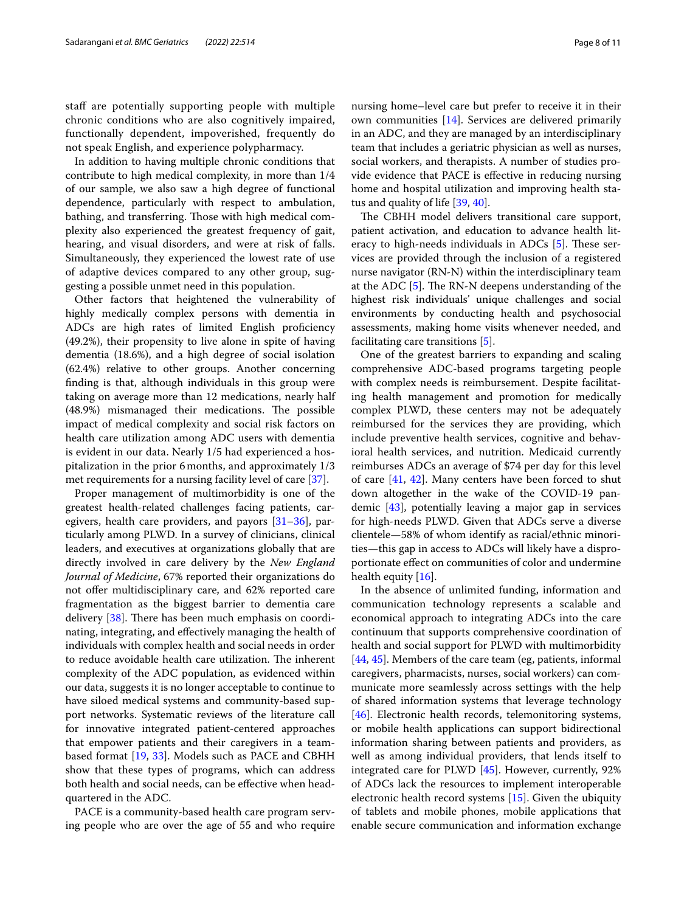staff are potentially supporting people with multiple chronic conditions who are also cognitively impaired, functionally dependent, impoverished, frequently do not speak English, and experience polypharmacy.

In addition to having multiple chronic conditions that contribute to high medical complexity, in more than 1/4 of our sample, we also saw a high degree of functional dependence, particularly with respect to ambulation, bathing, and transferring. Those with high medical complexity also experienced the greatest frequency of gait, hearing, and visual disorders, and were at risk of falls. Simultaneously, they experienced the lowest rate of use of adaptive devices compared to any other group, suggesting a possible unmet need in this population.

Other factors that heightened the vulnerability of highly medically complex persons with dementia in ADCs are high rates of limited English proficiency (49.2%), their propensity to live alone in spite of having dementia (18.6%), and a high degree of social isolation (62.4%) relative to other groups. Another concerning finding is that, although individuals in this group were taking on average more than 12 medications, nearly half (48.9%) mismanaged their medications. The possible impact of medical complexity and social risk factors on health care utilization among ADC users with dementia is evident in our data. Nearly 1/5 had experienced a hospitalization in the prior 6 months, and approximately 1/3 met requirements for a nursing facility level of care [37].

Proper management of multimorbidity is one of the greatest health-related challenges facing patients, caregivers, health care providers, and payors [31–36], particularly among PLWD. In a survey of clinicians, clinical leaders, and executives at organizations globally that are directly involved in care delivery by the *New England Journal of Medicine*, 67% reported their organizations do not offer multidisciplinary care, and 62% reported care fragmentation as the biggest barrier to dementia care delivery [38]. There has been much emphasis on coordinating, integrating, and effectively managing the health of individuals with complex health and social needs in order to reduce avoidable health care utilization. The inherent complexity of the ADC population, as evidenced within our data, suggests it is no longer acceptable to continue to have siloed medical systems and community-based support networks. Systematic reviews of the literature call for innovative integrated patient-centered approaches that empower patients and their caregivers in a team-based format [19, 33]. Models such as PACE and CBHH show that these types of programs, which can address both health and social needs, can be effective when headquartered in the ADC.

PACE is a community-based health care program serving people who are over the age of 55 and who require nursing home–level care but prefer to receive it in their own communities [14]. Services are delivered primarily in an ADC, and they are managed by an interdisciplinary team that includes a geriatric physician as well as nurses, social workers, and therapists. A number of studies provide evidence that PACE is effective in reducing nursing home and hospital utilization and improving health status and quality of life [39, 40].

The CBHH model delivers transitional care support, patient activation, and education to advance health literacy to high-needs individuals in ADCs [5]. These services are provided through the inclusion of a registered nurse navigator (RN-N) within the interdisciplinary team at the ADC [5]. The RN-N deepens understanding of the highest risk individuals' unique challenges and social environments by conducting health and psychosocial assessments, making home visits whenever needed, and facilitating care transitions [5].

One of the greatest barriers to expanding and scaling comprehensive ADC-based programs targeting people with complex needs is reimbursement. Despite facilitating health management and promotion for medically complex PLWD, these centers may not be adequately reimbursed for the services they are providing, which include preventive health services, cognitive and behavioral health services, and nutrition. Medicaid currently reimburses ADCs an average of $74 per day for this level of care [41, 42]. Many centers have been forced to shut down altogether in the wake of the COVID-19 pandemic [43], potentially leaving a major gap in services for high-needs PLWD. Given that ADCs serve a diverse clientele—58% of whom identify as racial/ethnic minorities—this gap in access to ADCs will likely have a disproportionate effect on communities of color and undermine health equity [16].

In the absence of unlimited funding, information and communication technology represents a scalable and economical approach to integrating ADCs into the care continuum that supports comprehensive coordination of health and social support for PLWD with multimorbidity [44, 45]. Members of the care team (eg, patients, informal caregivers, pharmacists, nurses, social workers) can communicate more seamlessly across settings with the help of shared information systems that leverage technology [46]. Electronic health records, telemonitoring systems, or mobile health applications can support bidirectional information sharing between patients and providers, as well as among individual providers, that lends itself to integrated care for PLWD [45]. However, currently, 92% of ADCs lack the resources to implement interoperable electronic health record systems [15]. Given the ubiquity of tablets and mobile phones, mobile applications that enable secure communication and information exchange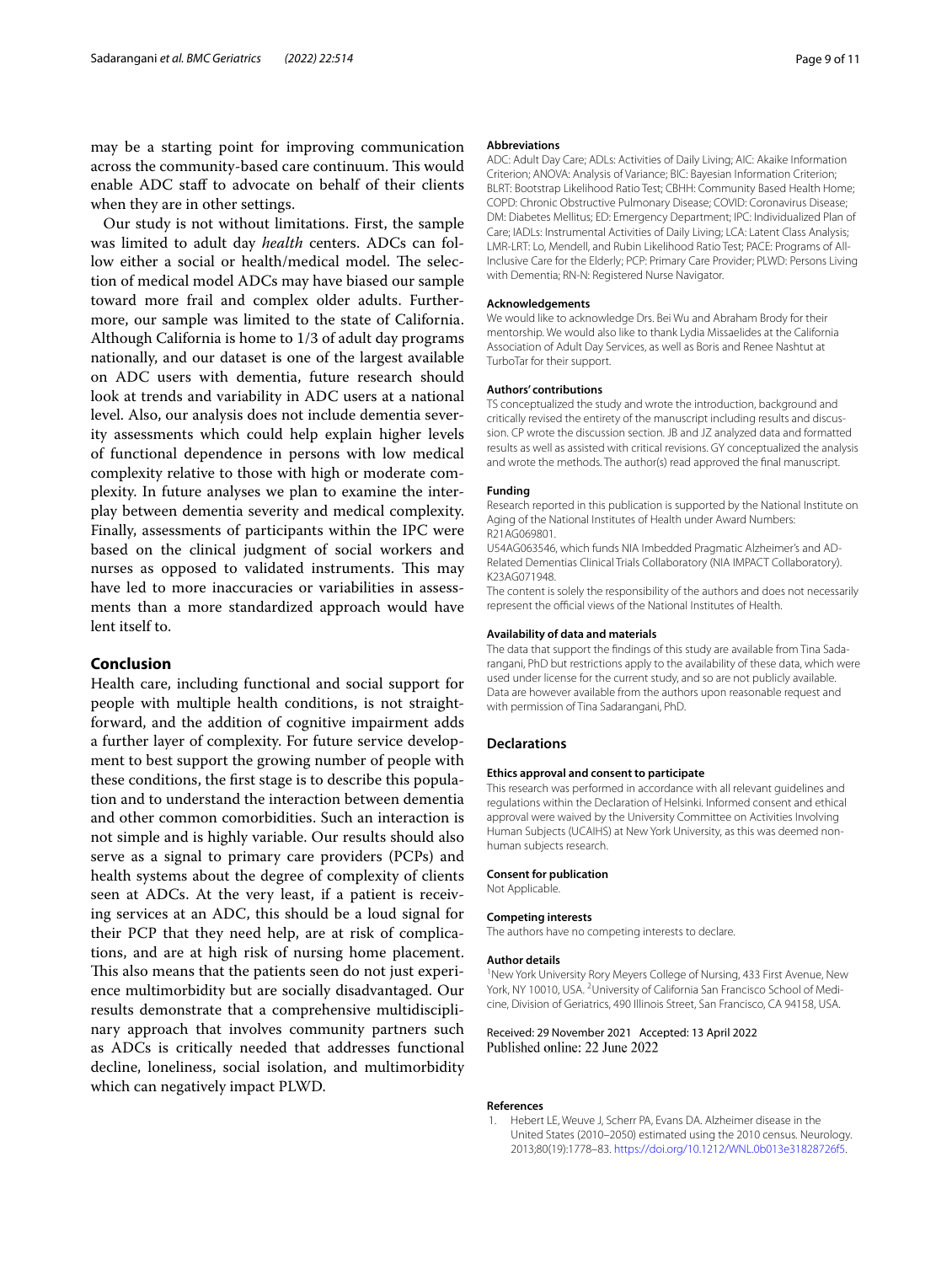may be a starting point for improving communication across the community-based care continuum. This would enable ADC staff to advocate on behalf of their clients when they are in other settings.

Our study is not without limitations. First, the sample was limited to adult day *health* centers. ADCs can follow either a social or health/medical model. The selection of medical model ADCs may have biased our sample toward more frail and complex older adults. Furthermore, our sample was limited to the state of California. Although California is home to 1/3 of adult day programs nationally, and our dataset is one of the largest available on ADC users with dementia, future research should look at trends and variability in ADC users at a national level. Also, our analysis does not include dementia severity assessments which could help explain higher levels of functional dependence in persons with low medical complexity relative to those with high or moderate complexity. In future analyses we plan to examine the interplay between dementia severity and medical complexity. Finally, assessments of participants within the IPC were based on the clinical judgment of social workers and nurses as opposed to validated instruments. This may have led to more inaccuracies or variabilities in assessments than a more standardized approach would have lent itself to.

## Conclusion

Health care, including functional and social support for people with multiple health conditions, is not straightforward, and the addition of cognitive impairment adds a further layer of complexity. For future service development to best support the growing number of people with these conditions, the first stage is to describe this population and to understand the interaction between dementia and other common comorbidities. Such an interaction is not simple and is highly variable. Our results should also serve as a signal to primary care providers (PCPs) and health systems about the degree of complexity of clients seen at ADCs. At the very least, if a patient is receiving services at an ADC, this should be a loud signal for their PCP that they need help, are at risk of complications, and are at high risk of nursing home placement. This also means that the patients seen do not just experience multimorbidity but are socially disadvantaged. Our results demonstrate that a comprehensive multidisciplinary approach that involves community partners such as ADCs is critically needed that addresses functional decline, loneliness, social isolation, and multimorbidity which can negatively impact PLWD.

#### Abbreviations

ADC: Adult Day Care; ADLs: Activities of Daily Living; AIC: Akaike Information Criterion; ANOVA: Analysis of Variance; BIC: Bayesian Information Criterion; BLRT: Bootstrap Likelihood Ratio Test; CBHH: Community Based Health Home; COPD: Chronic Obstructive Pulmonary Disease; COVID: Coronavirus Disease; DM: Diabetes Mellitus; ED: Emergency Department; IPC: Individualized Plan of Care; IADLs: Instrumental Activities of Daily Living; LCA: Latent Class Analysis; LMR-LRT: Lo, Mendell, and Rubin Likelihood Ratio Test; PACE: Programs of All-Inclusive Care for the Elderly; PCP: Primary Care Provider; PLWD: Persons Living with Dementia; RN-N: Registered Nurse Navigator.

#### Acknowledgements

We would like to acknowledge Drs. Bei Wu and Abraham Brody for their mentorship. We would also like to thank Lydia Missaelides at the California Association of Adult Day Services, as well as Boris and Renee Nashtut at TurboTar for their support.

#### Authors' contributions

TS conceptualized the study and wrote the introduction, background and critically revised the entirety of the manuscript including results and discussion. CP wrote the discussion section. JB and JZ analyzed data and formatted results as well as assisted with critical revisions. GY conceptualized the analysis and wrote the methods. The author(s) read approved the final manuscript.

#### Funding

Research reported in this publication is supported by the National Institute on Aging of the National Institutes of Health under Award Numbers: R21AG069801.

U54AG063546, which funds NIA Imbedded Pragmatic Alzheimer's and AD-Related Dementias Clinical Trials Collaboratory (NIA IMPACT Collaboratory). K23AG071948.

The content is solely the responsibility of the authors and does not necessarily represent the official views of the National Institutes of Health.

#### Availability of data and materials

The data that support the findings of this study are available from Tina Sadarangani, PhD but restrictions apply to the availability of these data, which were used under license for the current study, and so are not publicly available. Data are however available from the authors upon reasonable request and with permission of Tina Sadarangani, PhD.

### Declarations

#### Ethics approval and consent to participate

This research was performed in accordance with all relevant guidelines and regulations within the Declaration of Helsinki. Informed consent and ethical approval were waived by the University Committee on Activities Involving Human Subjects (UCAIHS) at New York University, as this was deemed non-human subjects research.

#### Consent for publication

Not Applicable.

#### Competing interests

The authors have no competing interests to declare.

#### Author details

[1]New York University Rory Meyers College of Nursing, 433 First Avenue, New York, NY 10010, USA. [2]University of California San Francisco School of Medicine, Division of Geriatrics, 490 Illinois Street, San Francisco, CA 94158, USA.

Received: 29 November 2021 Accepted: 13 April 2022
Published online: 22 June 2022

#### References

1. Hebert LE, Weuve J, Scherr PA, Evans DA. Alzheimer disease in the United States (2010–2050) estimated using the 2010 census. Neurology. 2013;80(19):1778–83. https://doi.org/10.1212/WNL.0b013e31828726f5.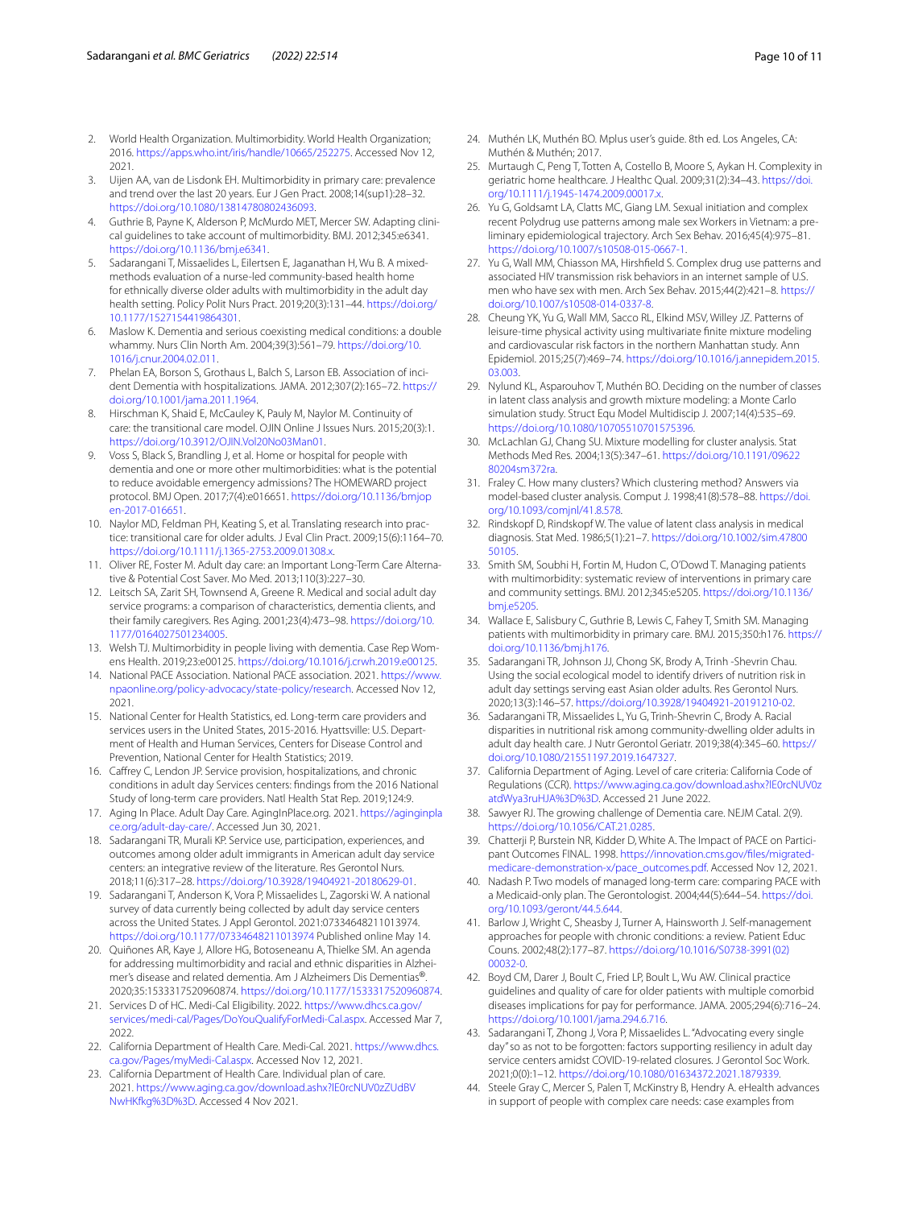2. World Health Organization. Multimorbidity. World Health Organization; 2016. https://apps.who.int/iris/handle/10665/252275. Accessed Nov 12, 2021.
3. Uijen AA, van de Lisdonk EH. Multimorbidity in primary care: prevalence and trend over the last 20 years. Eur J Gen Pract. 2008;14(sup1):28–32. https://doi.org/10.1080/13814780802436093.
4. Guthrie B, Payne K, Alderson P, McMurdo MET, Mercer SW. Adapting clinical guidelines to take account of multimorbidity. BMJ. 2012;345:e6341. https://doi.org/10.1136/bmj.e6341.
5. Sadarangani T, Missaelides L, Eilertsen E, Jaganathan H, Wu B. A mixed-methods evaluation of a nurse-led community-based health home for ethnically diverse older adults with multimorbidity in the adult day health setting. Policy Polit Nurs Pract. 2019;20(3):131–44. https://doi.org/10.1177/1527154419864301.
6. Maslow K. Dementia and serious coexisting medical conditions: a double whammy. Nurs Clin North Am. 2004;39(3):561–79. https://doi.org/10.1016/j.cnur.2004.02.011.
7. Phelan EA, Borson S, Grothaus L, Balch S, Larson EB. Association of incident Dementia with hospitalizations. JAMA. 2012;307(2):165–72. https://doi.org/10.1001/jama.2011.1964.
8. Hirschman K, Shaid E, McCauley K, Pauly M, Naylor M. Continuity of care: the transitional care model. OJIN Online J Issues Nurs. 2015;20(3):1. https://doi.org/10.3912/OJIN.Vol20No03Man01.
9. Voss S, Black S, Brandling J, et al. Home or hospital for people with dementia and one or more other multimorbidities: what is the potential to reduce avoidable emergency admissions? The HOMEWARD project protocol. BMJ Open. 2017;7(4):e016651. https://doi.org/10.1136/bmjopen-2017-016651.
10. Naylor MD, Feldman PH, Keating S, et al. Translating research into practice: transitional care for older adults. J Eval Clin Pract. 2009;15(6):1164–70. https://doi.org/10.1111/j.1365-2753.2009.01308.x.
11. Oliver RE, Foster M. Adult day care: an Important Long-Term Care Alternative & Potential Cost Saver. Mo Med. 2013;110(3):227–30.
12. Leitsch SA, Zarit SH, Townsend A, Greene R. Medical and social adult day service programs: a comparison of characteristics, dementia clients, and their family caregivers. Res Aging. 2001;23(4):473–98. https://doi.org/10.1177/0164027501234005.
13. Welsh TJ. Multimorbidity in people living with dementia. Case Rep Womens Health. 2019;23:e00125. https://doi.org/10.1016/j.crwh.2019.e00125.
14. National PACE Association. National PACE association. 2021. https://www.npaonline.org/policy-advocacy/state-policy/research. Accessed Nov 12, 2021.
15. National Center for Health Statistics, ed. Long-term care providers and services users in the United States, 2015-2016. Hyattsville: U.S. Department of Health and Human Services, Centers for Disease Control and Prevention, National Center for Health Statistics; 2019.
16. Caffrey C, Lendon JP. Service provision, hospitalizations, and chronic conditions in adult day Services centers: findings from the 2016 National Study of long-term care providers. Natl Health Stat Rep. 2019;124:9.
17. Aging In Place. Adult Day Care. AgingInPlace.org. 2021. https://aginginplace.org/adult-day-care/. Accessed Jun 30, 2021.
18. Sadarangani TR, Murali KP. Service use, participation, experiences, and outcomes among older adult immigrants in American adult day service centers: an integrative review of the literature. Res Gerontol Nurs. 2018;11(6):317–28. https://doi.org/10.3928/19404921-20180629-01.
19. Sadarangani T, Anderson K, Vora P, Missaelides L, Zagorski W. A national survey of data currently being collected by adult day service centers across the United States. J Appl Gerontol. 2021:07334648211013974. https://doi.org/10.1177/07334648211013974 Published online May 14.
20. Quiñones AR, Kaye J, Allore HG, Botoseneanu A, Thielke SM. An agenda for addressing multimorbidity and racial and ethnic disparities in Alzheimer's disease and related dementia. Am J Alzheimers Dis Dementias®. 2020;35:1533317520960874. https://doi.org/10.1177/1533317520960874.
21. Services D of HC. Medi-Cal Eligibility. 2022. https://www.dhcs.ca.gov/services/medi-cal/Pages/DoYouQualifyForMedi-Cal.aspx. Accessed Mar 7, 2022.
22. California Department of Health Care. Medi-Cal. 2021. https://www.dhcs.ca.gov/Pages/myMedi-Cal.aspx. Accessed Nov 12, 2021.
23. California Department of Health Care. Individual plan of care. 2021. https://www.aging.ca.gov/download.ashx?lE0rcNUV0zZUdBVNwHKfkg%3D%3D. Accessed 4 Nov 2021.
24. Muthén LK, Muthén BO. Mplus user's guide. 8th ed. Los Angeles, CA: Muthén & Muthén; 2017.
25. Murtaugh C, Peng T, Totten A, Costello B, Moore S, Aykan H. Complexity in geriatric home healthcare. J Healthc Qual. 2009;31(2):34–43. https://doi.org/10.1111/j.1945-1474.2009.00017.x.
26. Yu G, Goldsamt LA, Clatts MC, Giang LM. Sexual initiation and complex recent Polydrug use patterns among male sex Workers in Vietnam: a preliminary epidemiological trajectory. Arch Sex Behav. 2016;45(4):975–81. https://doi.org/10.1007/s10508-015-0667-1.
27. Yu G, Wall MM, Chiasson MA, Hirshfield S. Complex drug use patterns and associated HIV transmission risk behaviors in an internet sample of U.S. men who have sex with men. Arch Sex Behav. 2015;44(2):421–8. https://doi.org/10.1007/s10508-014-0337-8.
28. Cheung YK, Yu G, Wall MM, Sacco RL, Elkind MSV, Willey JZ. Patterns of leisure-time physical activity using multivariate finite mixture modeling and cardiovascular risk factors in the northern Manhattan study. Ann Epidemiol. 2015;25(7):469–74. https://doi.org/10.1016/j.annepidem.2015.03.003.
29. Nylund KL, Asparouhov T, Muthén BO. Deciding on the number of classes in latent class analysis and growth mixture modeling: a Monte Carlo simulation study. Struct Equ Model Multidiscip J. 2007;14(4):535–69. https://doi.org/10.1080/10705510701575396.
30. McLachlan GJ, Chang SU. Mixture modelling for cluster analysis. Stat Methods Med Res. 2004;13(5):347–61. https://doi.org/10.1191/0962280204sm372ra.
31. Fraley C. How many clusters? Which clustering method? Answers via model-based cluster analysis. Comput J. 1998;41(8):578–88. https://doi.org/10.1093/comjnl/41.8.578.
32. Rindskopf D, Rindskopf W. The value of latent class analysis in medical diagnosis. Stat Med. 1986;5(1):21–7. https://doi.org/10.1002/sim.4780050105.
33. Smith SM, Soubhi H, Fortin M, Hudon C, O'Dowd T. Managing patients with multimorbidity: systematic review of interventions in primary care and community settings. BMJ. 2012;345:e5205. https://doi.org/10.1136/bmj.e5205.
34. Wallace E, Salisbury C, Guthrie B, Lewis C, Fahey T, Smith SM. Managing patients with multimorbidity in primary care. BMJ. 2015;350:h176. https://doi.org/10.1136/bmj.h176.
35. Sadarangani TR, Johnson JJ, Chong SK, Brody A, Trinh -Shevrin Chau. Using the social ecological model to identify drivers of nutrition risk in adult day settings serving east Asian older adults. Res Gerontol Nurs. 2020;13(3):146–57. https://doi.org/10.3928/19404921-20191210-02.
36. Sadarangani TR, Missaelides L, Yu G, Trinh-Shevrin C, Brody A. Racial disparities in nutritional risk among community-dwelling older adults in adult day health care. J Nutr Gerontol Geriatr. 2019;38(4):345–60. https://doi.org/10.1080/21551197.2019.1647327.
37. California Department of Aging. Level of care criteria: California Code of Regulations (CCR). https://www.aging.ca.gov/download.ashx?lE0rcNUV0zatdWya3ruHJA%3D%3D. Accessed 21 June 2022.
38. Sawyer RJ. The growing challenge of Dementia care. NEJM Catal. 2(9). https://doi.org/10.1056/CAT.21.0285.
39. Chatterji P, Burstein NR, Kidder D, White A. The Impact of PACE on Participant Outcomes FINAL. 1998. https://innovation.cms.gov/files/migrated-medicare-demonstration-x/pace_outcomes.pdf. Accessed Nov 12, 2021.
40. Nadash P. Two models of managed long-term care: comparing PACE with a Medicaid-only plan. The Gerontologist. 2004;44(5):644–54. https://doi.org/10.1093/geront/44.5.644.
41. Barlow J, Wright C, Sheasby J, Turner A, Hainsworth J. Self-management approaches for people with chronic conditions: a review. Patient Educ Couns. 2002;48(2):177–87. https://doi.org/10.1016/S0738-3991(02)00032-0.
42. Boyd CM, Darer J, Boult C, Fried LP, Boult L, Wu AW. Clinical practice guidelines and quality of care for older patients with multiple comorbid diseases implications for pay for performance. JAMA. 2005;294(6):716–24. https://doi.org/10.1001/jama.294.6.716.
43. Sadarangani T, Zhong J, Vora P, Missaelides L. "Advocating every single day" so as not to be forgotten: factors supporting resiliency in adult day service centers amidst COVID-19-related closures. J Gerontol Soc Work. 2021;0(0):1–12. https://doi.org/10.1080/01634372.2021.1879339.
44. Steele Gray C, Mercer S, Palen T, McKinstry B, Hendry A. eHealth advances in support of people with complex care needs: case examples from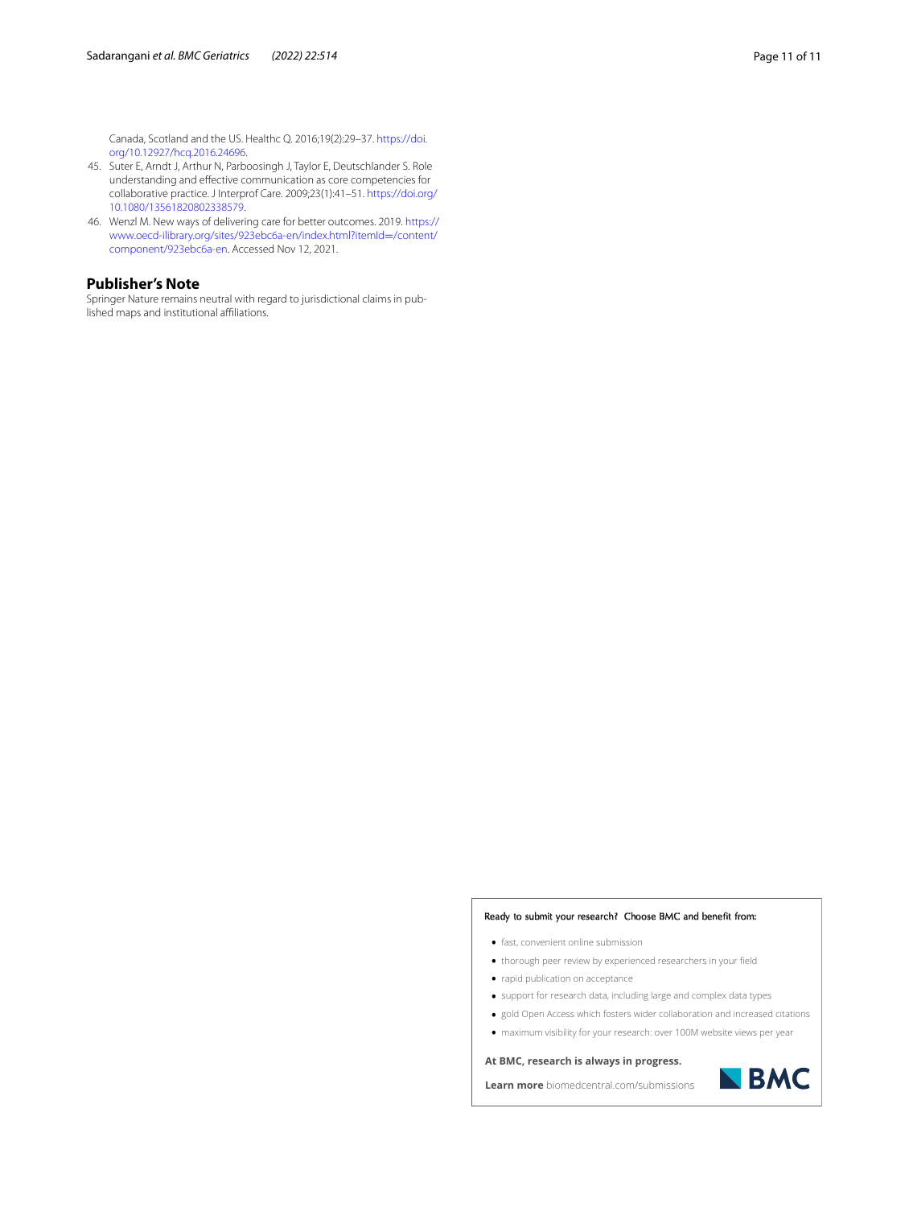Canada, Scotland and the US. Healthc Q. 2016;19(2):29–37. https://doi.org/10.12927/hcq.2016.24696.

45. Suter E, Arndt J, Arthur N, Parboosingh J, Taylor E, Deutschlander S. Role understanding and effective communication as core competencies for collaborative practice. J Interprof Care. 2009;23(1):41–51. https://doi.org/10.1080/13561820802338579.
46. Wenzl M. New ways of delivering care for better outcomes. 2019. https://www.oecd-ilibrary.org/sites/923ebc6a-en/index.html?itemId=/content/component/923ebc6a-en. Accessed Nov 12, 2021.

## Publisher's Note

Springer Nature remains neutral with regard to jurisdictional claims in published maps and institutional affiliations.

Ready to submit your research? Choose BMC and benefit from:

- fast, convenient online submission
- thorough peer review by experienced researchers in your field
- rapid publication on acceptance
- support for research data, including large and complex data types
- gold Open Access which fosters wider collaboration and increased citations
- maximum visibility for your research: over 100M website views per year

**At BMC, research is always in progress.**

**Learn more** biomedcentral.com/submissions

BMC